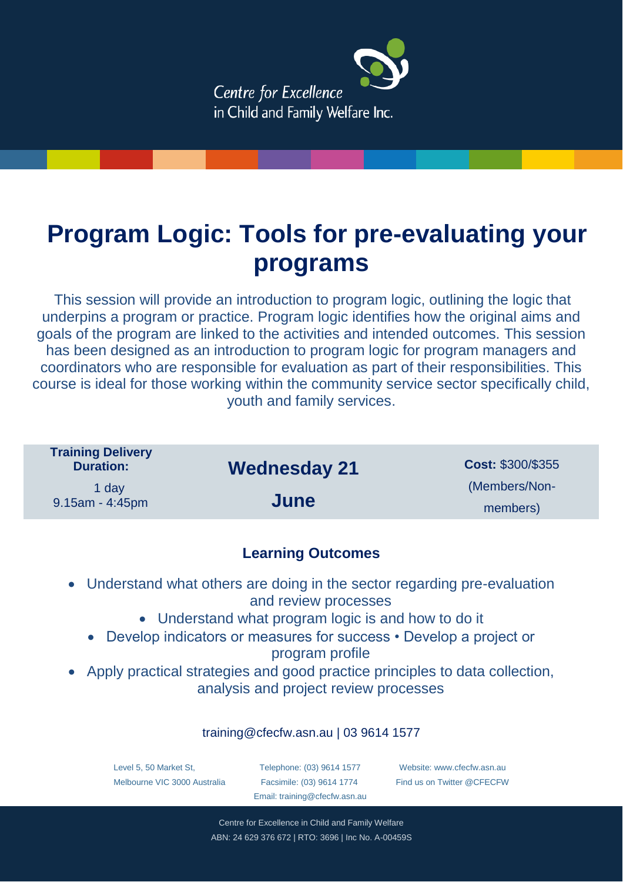Centre for Excellence
in Child and Family Welfare Inc.

# Program Logic: Tools for pre-evaluating your programs

This session will provide an introduction to program logic, outlining the logic that underpins a program or practice. Program logic identifies how the original aims and goals of the program are linked to the activities and intended outcomes. This session has been designed as an introduction to program logic for program managers and coordinators who are responsible for evaluation as part of their responsibilities. This course is ideal for those working within the community service sector specifically child, youth and family services.

| **Training Delivery Duration:** 1 day 9.15am - 4:45pm | **Wednesday 21 June** | **Cost:** $300/$355 (Members/Non-members) |
|---|---|---|

## Learning Outcomes

- Understand what others are doing in the sector regarding pre-evaluation and review processes
- Understand what program logic is and how to do it
- Develop indicators or measures for success • Develop a project or program profile
- Apply practical strategies and good practice principles to data collection, analysis and project review processes

training@cfecfw.asn.au | 03 9614 1577

Level 5, 50 Market St,
Melbourne VIC 3000 Australia

Telephone: (03) 9614 1577
Facsimile: (03) 9614 1774
Email: training@cfecfw.asn.au

Website: www.cfecfw.asn.au
Find us on Twitter @CFECFW

Centre for Excellence in Child and Family Welfare
ABN: 24 629 376 672 | RTO: 3696 | Inc No. A-00459S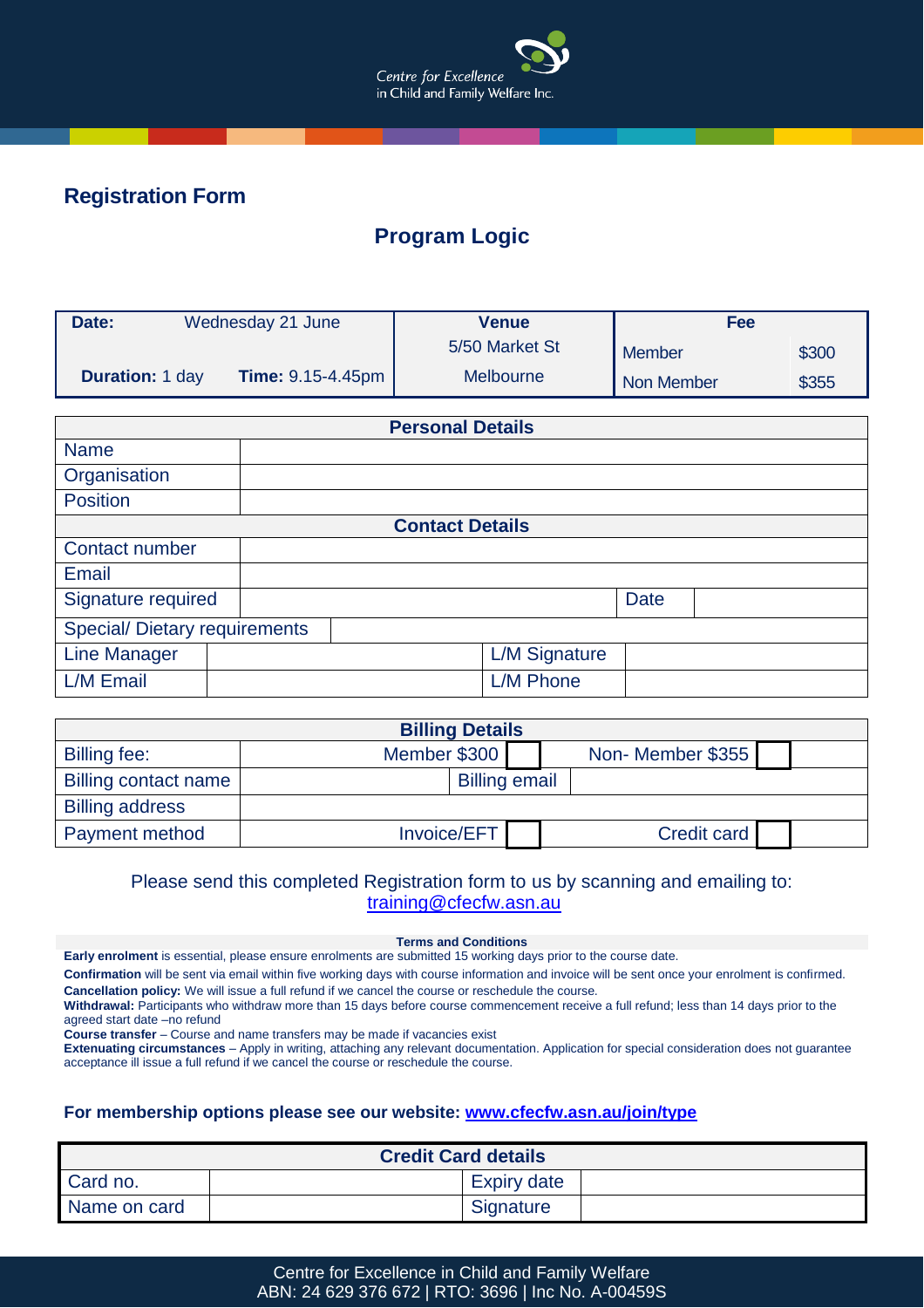Centre for Excellence in Child and Family Welfare Inc.

## Registration Form

### Program Logic

| | | | |
|---|---|---|---|
| **Date:** Wednesday 21 June | **Venue** | **Fee** | |
| | 5/50 Market St | Member | $300 |
| **Duration:** 1 day **Time:** 9.15-4.45pm | Melbourne | Non Member | $355 |

| **Personal Details** | | | |
|---|---|---|---|
| Name | | | |
| Organisation | | | |
| Position | | | |
| **Contact Details** | | | |
| Contact number | | | |
| Email | | | |
| Signature required | | Date | |
| Special/ Dietary requirements | | | |
| Line Manager | | L/M Signature | |
| L/M Email | | L/M Phone | |

| **Billing Details** | | | |
|---|---|---|---|
| Billing fee: | Member $300 ☐ | Non- Member $355 ☐ | |
| Billing contact name | | Billing email | |
| Billing address | | | |
| Payment method | Invoice/EFT ☐ | Credit card ☐ | |

Please send this completed Registration form to us by scanning and emailing to: training@cfecfw.asn.au

**Terms and Conditions**

**Early enrolment** is essential, please ensure enrolments are submitted 15 working days prior to the course date.

**Confirmation** will be sent via email within five working days with course information and invoice will be sent once your enrolment is confirmed.

**Cancellation policy:** We will issue a full refund if we cancel the course or reschedule the course.

**Withdrawal:** Participants who withdraw more than 15 days before course commencement receive a full refund; less than 14 days prior to the agreed start date –no refund

**Course transfer** – Course and name transfers may be made if vacancies exist

**Extenuating circumstances** – Apply in writing, attaching any relevant documentation. Application for special consideration does not guarantee acceptance ill issue a full refund if we cancel the course or reschedule the course.

**For membership options please see our website: www.cfecfw.asn.au/join/type**

| **Credit Card details** | | | |
|---|---|---|---|
| Card no. | | Expiry date | |
| Name on card | | Signature | |

Centre for Excellence in Child and Family Welfare
ABN: 24 629 376 672 | RTO: 3696 | Inc No. A-00459S